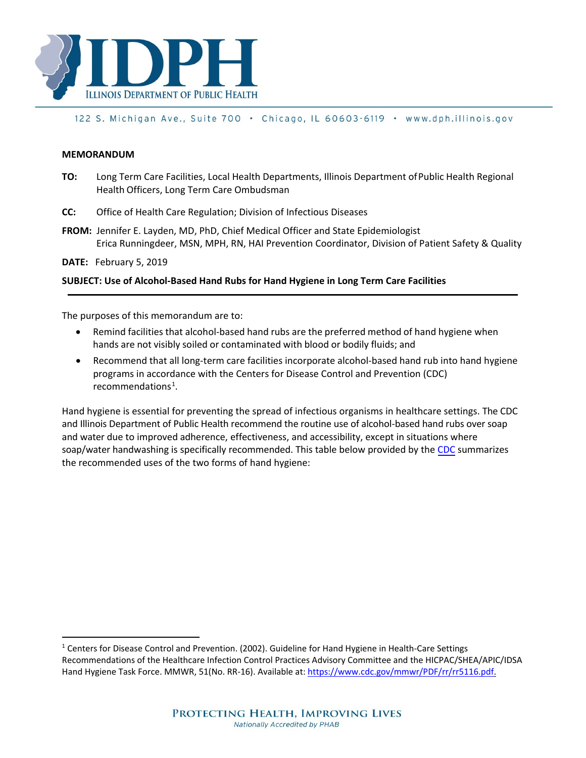ILLINOIS DEPARTMENT OF PUBLIC HEALTH

122 S. Michigan Ave., Suite 700 • Chicago, IL 60603-6119 • www.dph.illinois.gov

**MEMORANDUM**

**TO:** Long Term Care Facilities, Local Health Departments, Illinois Department of Public Health Regional Health Officers, Long Term Care Ombudsman

**CC:** Office of Health Care Regulation; Division of Infectious Diseases

**FROM:** Jennifer E. Layden, MD, PhD, Chief Medical Officer and State Epidemiologist
Erica Runningdeer, MSN, MPH, RN, HAI Prevention Coordinator, Division of Patient Safety & Quality

**DATE:** February 5, 2019

**SUBJECT: Use of Alcohol-Based Hand Rubs for Hand Hygiene in Long Term Care Facilities**

---

The purposes of this memorandum are to:

- Remind facilities that alcohol-based hand rubs are the preferred method of hand hygiene when hands are not visibly soiled or contaminated with blood or bodily fluids; and
- Recommend that all long-term care facilities incorporate alcohol-based hand rub into hand hygiene programs in accordance with the Centers for Disease Control and Prevention (CDC) recommendations[1].

Hand hygiene is essential for preventing the spread of infectious organisms in healthcare settings. The CDC and Illinois Department of Public Health recommend the routine use of alcohol-based hand rubs over soap and water due to improved adherence, effectiveness, and accessibility, except in situations where soap/water handwashing is specifically recommended. This table below provided by the CDC summarizes the recommended uses of the two forms of hand hygiene:

[1] Centers for Disease Control and Prevention. (2002). Guideline for Hand Hygiene in Health-Care Settings Recommendations of the Healthcare Infection Control Practices Advisory Committee and the HICPAC/SHEA/APIC/IDSA Hand Hygiene Task Force. MMWR, 51(No. RR-16). Available at: https://www.cdc.gov/mmwr/PDF/rr/rr5116.pdf.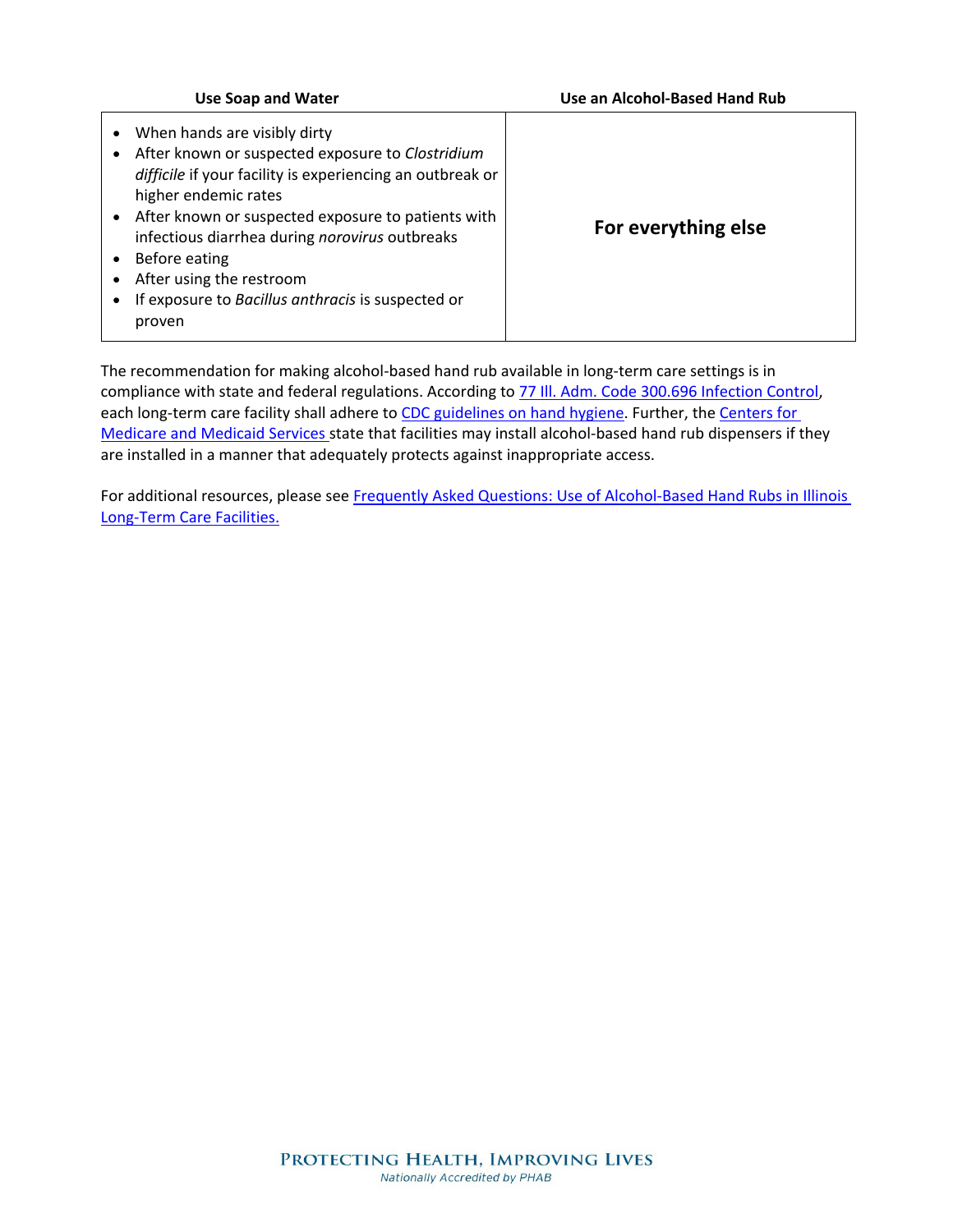| Use Soap and Water | Use an Alcohol-Based Hand Rub |
|---|---|
| • When hands are visibly dirty<br>• After known or suspected exposure to *Clostridium difficile* if your facility is experiencing an outbreak or higher endemic rates<br>• After known or suspected exposure to patients with infectious diarrhea during *norovirus* outbreaks<br>• Before eating<br>• After using the restroom<br>• If exposure to *Bacillus anthracis* is suspected or proven | **For everything else** |

The recommendation for making alcohol-based hand rub available in long-term care settings is in compliance with state and federal regulations. According to 77 Ill. Adm. Code 300.696 Infection Control, each long-term care facility shall adhere to CDC guidelines on hand hygiene. Further, the Centers for Medicare and Medicaid Services state that facilities may install alcohol-based hand rub dispensers if they are installed in a manner that adequately protects against inappropriate access.

For additional resources, please see Frequently Asked Questions: Use of Alcohol-Based Hand Rubs in Illinois Long-Term Care Facilities.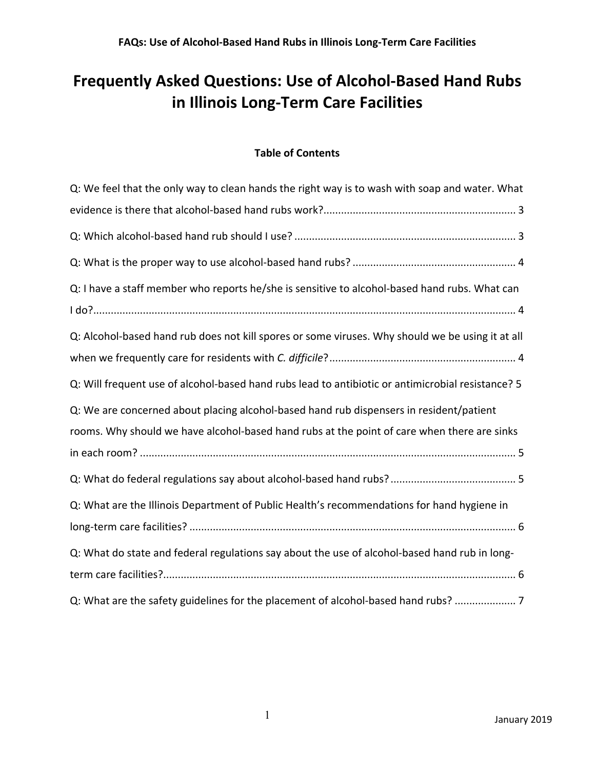# Frequently Asked Questions: Use of Alcohol-Based Hand Rubs in Illinois Long-Term Care Facilities

**Table of Contents**

Q: We feel that the only way to clean hands the right way is to wash with soap and water. What evidence is there that alcohol-based hand rubs work? ................................................................. 3

Q: Which alcohol-based hand rub should I use? ........................................................................... 3

Q: What is the proper way to use alcohol-based hand rubs? ........................................................ 4

Q: I have a staff member who reports he/she is sensitive to alcohol-based hand rubs. What can I do? ................................................................................................................................................ 4

Q: Alcohol-based hand rub does not kill spores or some viruses. Why should we be using it at all when we frequently care for residents with *C. difficile*? ............................................................... 4

Q: Will frequent use of alcohol-based hand rubs lead to antibiotic or antimicrobial resistance? 5

Q: We are concerned about placing alcohol-based hand rub dispensers in resident/patient rooms. Why should we have alcohol-based hand rubs at the point of care when there are sinks in each room? ............................................................................................................................... 5

Q: What do federal regulations say about alcohol-based hand rubs? ........................................... 5

Q: What are the Illinois Department of Public Health's recommendations for hand hygiene in long-term care facilities? ............................................................................................................... 6

Q: What do state and federal regulations say about the use of alcohol-based hand rub in long-term care facilities? ........................................................................................................................ 6

Q: What are the safety guidelines for the placement of alcohol-based hand rubs? ..................... 7

January 2019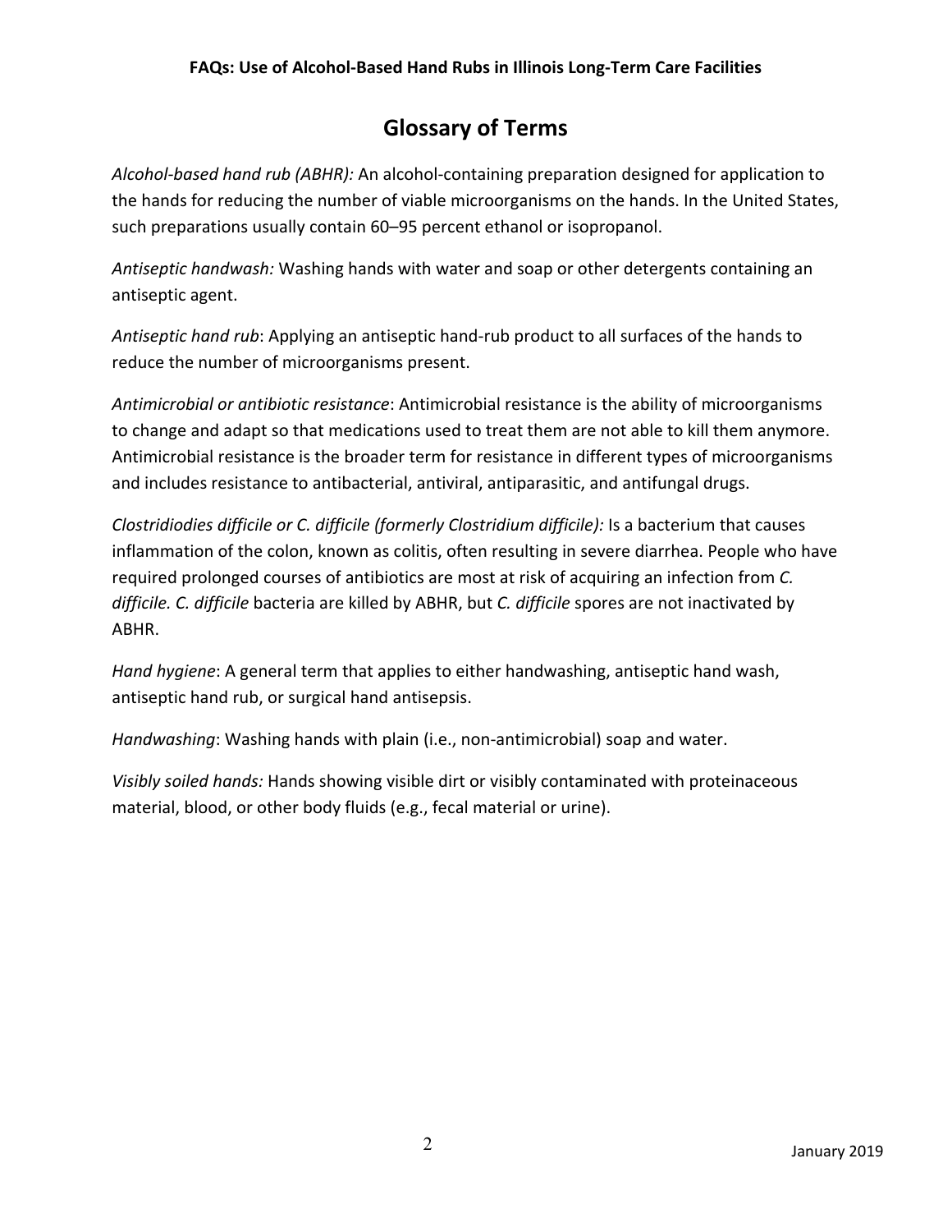## Glossary of Terms

*Alcohol-based hand rub (ABHR):* An alcohol-containing preparation designed for application to the hands for reducing the number of viable microorganisms on the hands. In the United States, such preparations usually contain 60–95 percent ethanol or isopropanol.

*Antiseptic handwash:* Washing hands with water and soap or other detergents containing an antiseptic agent.

*Antiseptic hand rub*: Applying an antiseptic hand-rub product to all surfaces of the hands to reduce the number of microorganisms present.

*Antimicrobial or antibiotic resistance*: Antimicrobial resistance is the ability of microorganisms to change and adapt so that medications used to treat them are not able to kill them anymore. Antimicrobial resistance is the broader term for resistance in different types of microorganisms and includes resistance to antibacterial, antiviral, antiparasitic, and antifungal drugs.

*Clostridiodies difficile or C. difficile (formerly Clostridium difficile):* Is a bacterium that causes inflammation of the colon, known as colitis, often resulting in severe diarrhea. People who have required prolonged courses of antibiotics are most at risk of acquiring an infection from *C. difficile. C. difficile* bacteria are killed by ABHR, but *C. difficile* spores are not inactivated by ABHR.

*Hand hygiene*: A general term that applies to either handwashing, antiseptic hand wash, antiseptic hand rub, or surgical hand antisepsis.

*Handwashing*: Washing hands with plain (i.e., non-antimicrobial) soap and water.

*Visibly soiled hands:* Hands showing visible dirt or visibly contaminated with proteinaceous material, blood, or other body fluids (e.g., fecal material or urine).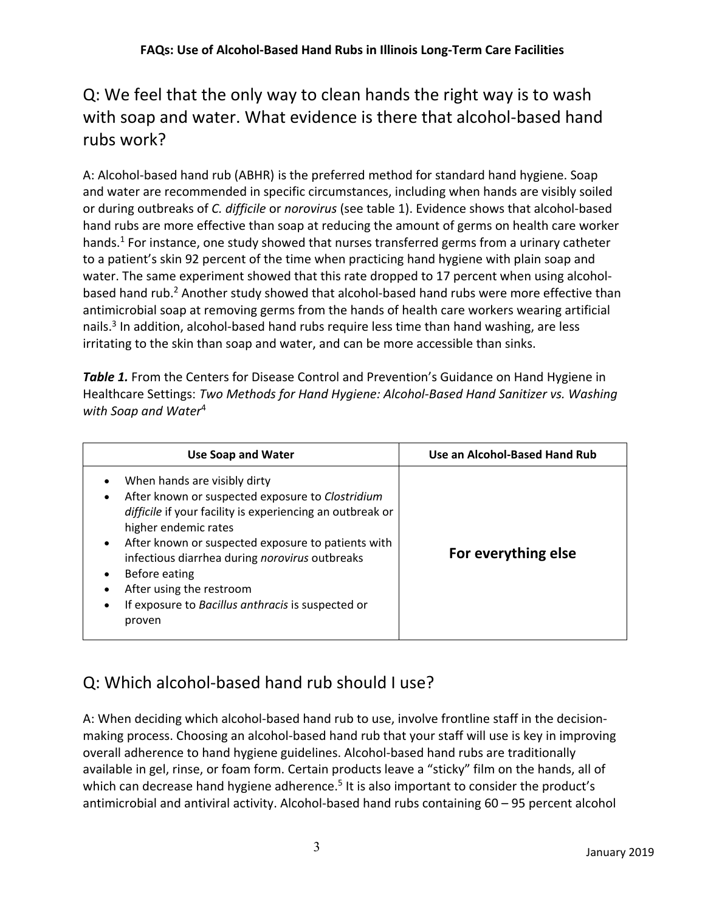## Q: We feel that the only way to clean hands the right way is to wash with soap and water. What evidence is there that alcohol-based hand rubs work?

A: Alcohol-based hand rub (ABHR) is the preferred method for standard hand hygiene. Soap and water are recommended in specific circumstances, including when hands are visibly soiled or during outbreaks of *C. difficile* or *norovirus* (see table 1). Evidence shows that alcohol-based hand rubs are more effective than soap at reducing the amount of germs on health care worker hands.[1] For instance, one study showed that nurses transferred germs from a urinary catheter to a patient's skin 92 percent of the time when practicing hand hygiene with plain soap and water. The same experiment showed that this rate dropped to 17 percent when using alcohol-based hand rub.[2] Another study showed that alcohol-based hand rubs were more effective than antimicrobial soap at removing germs from the hands of health care workers wearing artificial nails.[3] In addition, alcohol-based hand rubs require less time than hand washing, are less irritating to the skin than soap and water, and can be more accessible than sinks.

***Table 1.*** From the Centers for Disease Control and Prevention's Guidance on Hand Hygiene in Healthcare Settings: *Two Methods for Hand Hygiene: Alcohol-Based Hand Sanitizer vs. Washing with Soap and Water*[4]

| Use Soap and Water | Use an Alcohol-Based Hand Rub |
|---|---|
| • When hands are visibly dirty<br>• After known or suspected exposure to *Clostridium difficile* if your facility is experiencing an outbreak or higher endemic rates<br>• After known or suspected exposure to patients with infectious diarrhea during *norovirus* outbreaks<br>• Before eating<br>• After using the restroom<br>• If exposure to *Bacillus anthracis* is suspected or proven | **For everything else** |

## Q: Which alcohol-based hand rub should I use?

A: When deciding which alcohol-based hand rub to use, involve frontline staff in the decision-making process. Choosing an alcohol-based hand rub that your staff will use is key in improving overall adherence to hand hygiene guidelines. Alcohol-based hand rubs are traditionally available in gel, rinse, or foam form. Certain products leave a "sticky" film on the hands, all of which can decrease hand hygiene adherence.[5] It is also important to consider the product's antimicrobial and antiviral activity. Alcohol-based hand rubs containing 60 – 95 percent alcohol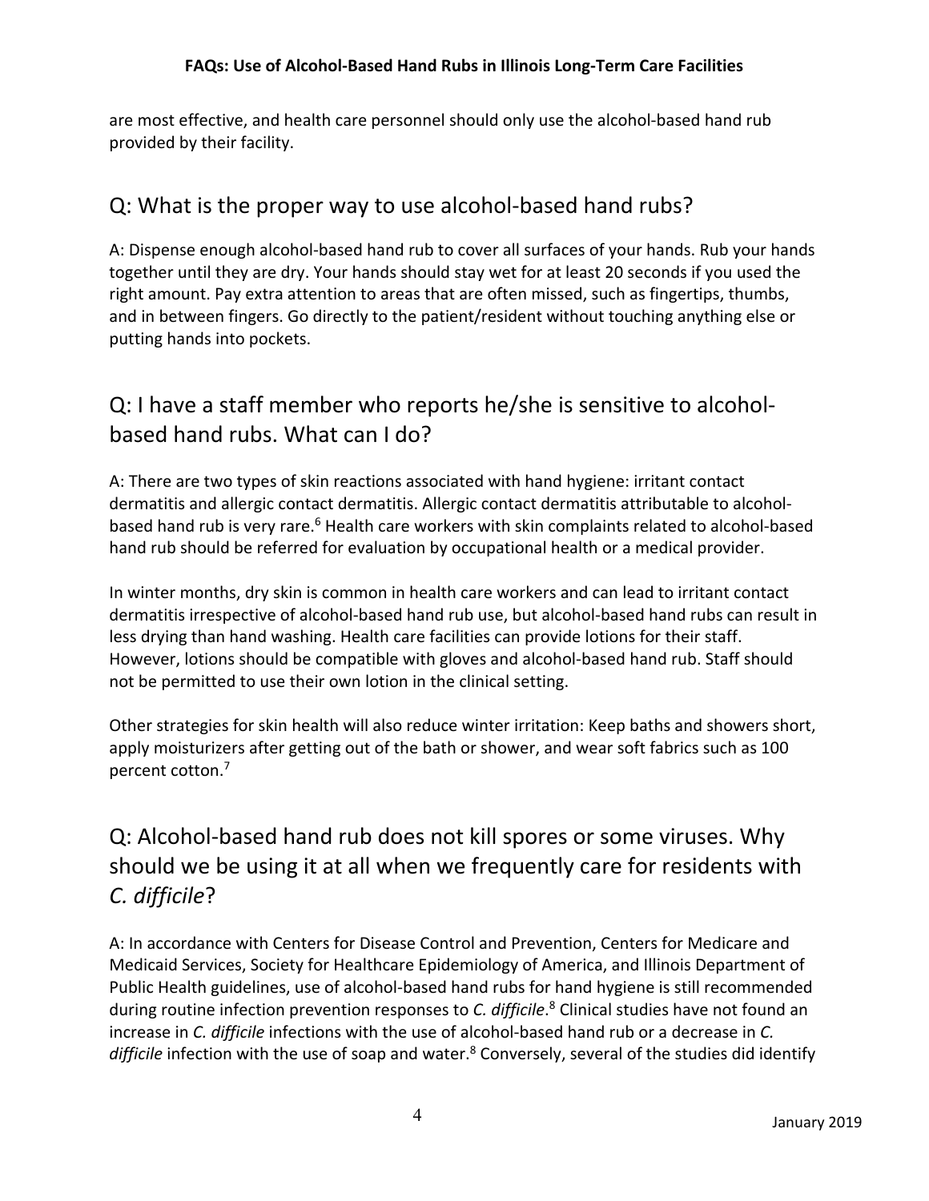are most effective, and health care personnel should only use the alcohol-based hand rub provided by their facility.

## Q: What is the proper way to use alcohol-based hand rubs?

A: Dispense enough alcohol-based hand rub to cover all surfaces of your hands. Rub your hands together until they are dry. Your hands should stay wet for at least 20 seconds if you used the right amount. Pay extra attention to areas that are often missed, such as fingertips, thumbs, and in between fingers. Go directly to the patient/resident without touching anything else or putting hands into pockets.

## Q: I have a staff member who reports he/she is sensitive to alcohol-based hand rubs. What can I do?

A: There are two types of skin reactions associated with hand hygiene: irritant contact dermatitis and allergic contact dermatitis. Allergic contact dermatitis attributable to alcohol-based hand rub is very rare.[6] Health care workers with skin complaints related to alcohol-based hand rub should be referred for evaluation by occupational health or a medical provider.

In winter months, dry skin is common in health care workers and can lead to irritant contact dermatitis irrespective of alcohol-based hand rub use, but alcohol-based hand rubs can result in less drying than hand washing. Health care facilities can provide lotions for their staff. However, lotions should be compatible with gloves and alcohol-based hand rub. Staff should not be permitted to use their own lotion in the clinical setting.

Other strategies for skin health will also reduce winter irritation: Keep baths and showers short, apply moisturizers after getting out of the bath or shower, and wear soft fabrics such as 100 percent cotton.[7]

## Q: Alcohol-based hand rub does not kill spores or some viruses. Why should we be using it at all when we frequently care for residents with *C. difficile*?

A: In accordance with Centers for Disease Control and Prevention, Centers for Medicare and Medicaid Services, Society for Healthcare Epidemiology of America, and Illinois Department of Public Health guidelines, use of alcohol-based hand rubs for hand hygiene is still recommended during routine infection prevention responses to *C. difficile*.[8] Clinical studies have not found an increase in *C. difficile* infections with the use of alcohol-based hand rub or a decrease in *C. difficile* infection with the use of soap and water.[8] Conversely, several of the studies did identify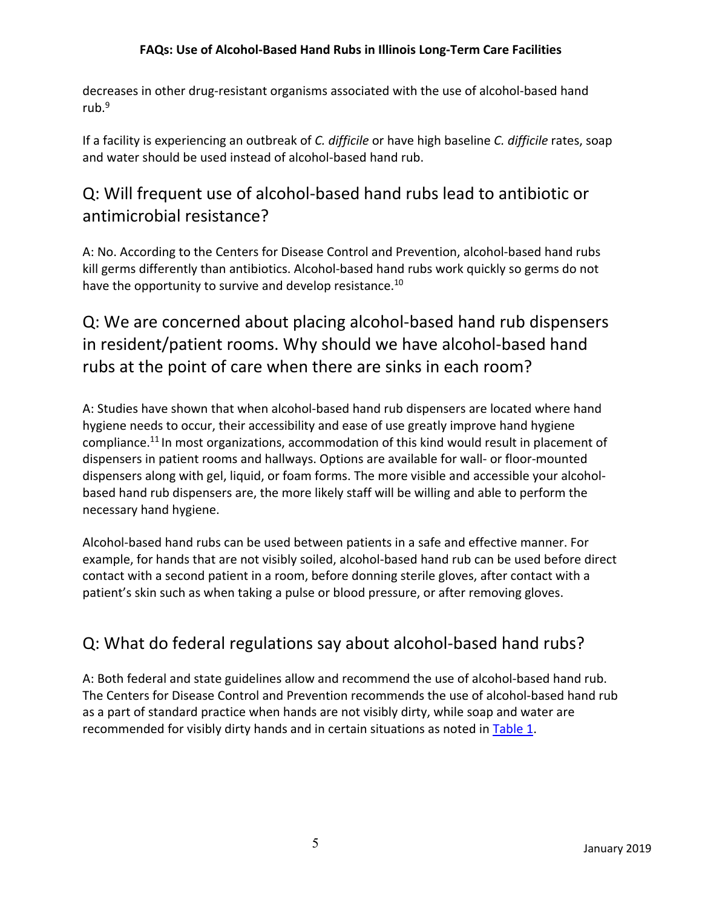decreases in other drug-resistant organisms associated with the use of alcohol-based hand rub.[9]

If a facility is experiencing an outbreak of *C. difficile* or have high baseline *C. difficile* rates, soap and water should be used instead of alcohol-based hand rub.

## Q: Will frequent use of alcohol-based hand rubs lead to antibiotic or antimicrobial resistance?

A: No. According to the Centers for Disease Control and Prevention, alcohol-based hand rubs kill germs differently than antibiotics. Alcohol-based hand rubs work quickly so germs do not have the opportunity to survive and develop resistance.[10]

## Q: We are concerned about placing alcohol-based hand rub dispensers in resident/patient rooms. Why should we have alcohol-based hand rubs at the point of care when there are sinks in each room?

A: Studies have shown that when alcohol-based hand rub dispensers are located where hand hygiene needs to occur, their accessibility and ease of use greatly improve hand hygiene compliance.[11] In most organizations, accommodation of this kind would result in placement of dispensers in patient rooms and hallways. Options are available for wall- or floor-mounted dispensers along with gel, liquid, or foam forms. The more visible and accessible your alcohol-based hand rub dispensers are, the more likely staff will be willing and able to perform the necessary hand hygiene.

Alcohol-based hand rubs can be used between patients in a safe and effective manner. For example, for hands that are not visibly soiled, alcohol-based hand rub can be used before direct contact with a second patient in a room, before donning sterile gloves, after contact with a patient's skin such as when taking a pulse or blood pressure, or after removing gloves.

## Q: What do federal regulations say about alcohol-based hand rubs?

A: Both federal and state guidelines allow and recommend the use of alcohol-based hand rub. The Centers for Disease Control and Prevention recommends the use of alcohol-based hand rub as a part of standard practice when hands are not visibly dirty, while soap and water are recommended for visibly dirty hands and in certain situations as noted in Table 1.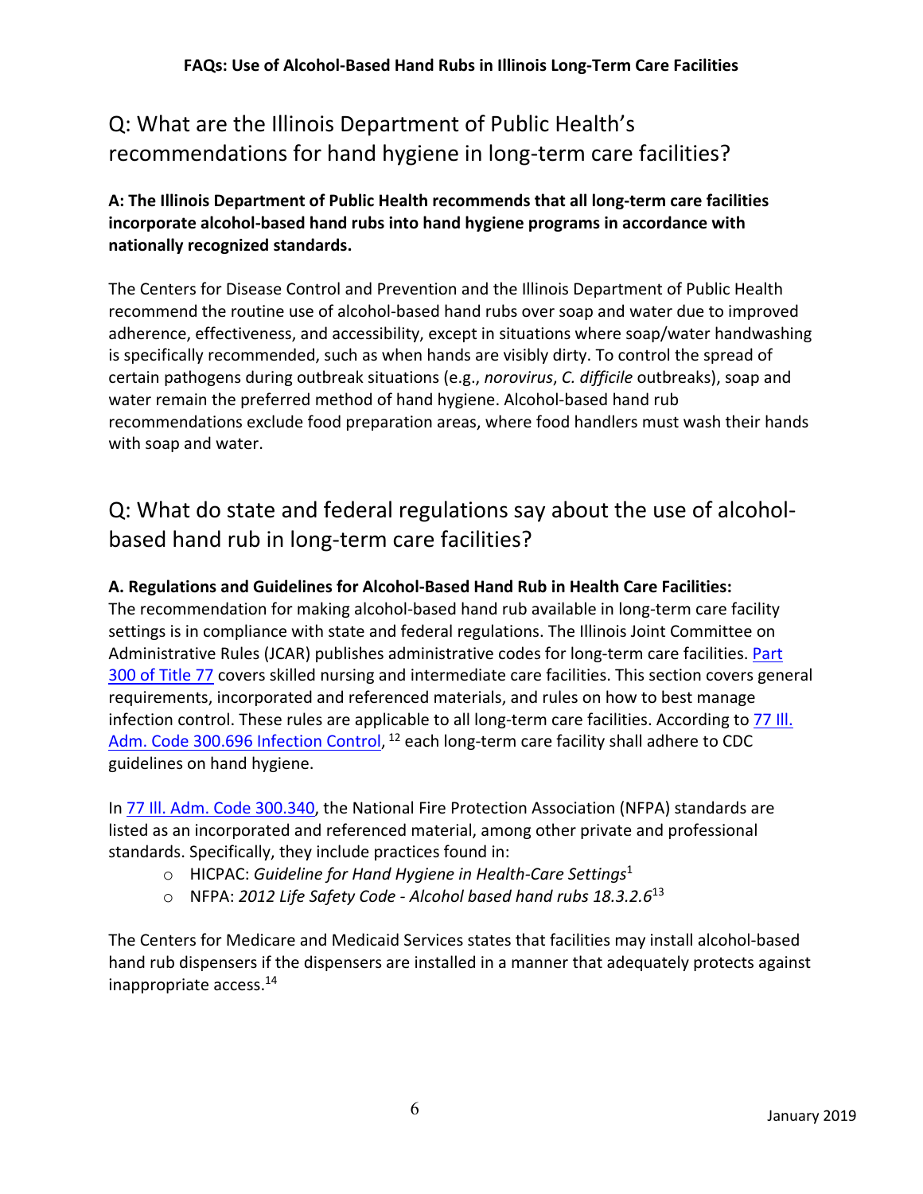## Q: What are the Illinois Department of Public Health's recommendations for hand hygiene in long-term care facilities?

**A: The Illinois Department of Public Health recommends that all long-term care facilities incorporate alcohol-based hand rubs into hand hygiene programs in accordance with nationally recognized standards.**

The Centers for Disease Control and Prevention and the Illinois Department of Public Health recommend the routine use of alcohol-based hand rubs over soap and water due to improved adherence, effectiveness, and accessibility, except in situations where soap/water handwashing is specifically recommended, such as when hands are visibly dirty. To control the spread of certain pathogens during outbreak situations (e.g., *norovirus*, *C. difficile* outbreaks), soap and water remain the preferred method of hand hygiene. Alcohol-based hand rub recommendations exclude food preparation areas, where food handlers must wash their hands with soap and water.

## Q: What do state and federal regulations say about the use of alcohol-based hand rub in long-term care facilities?

**A. Regulations and Guidelines for Alcohol-Based Hand Rub in Health Care Facilities:**
The recommendation for making alcohol-based hand rub available in long-term care facility settings is in compliance with state and federal regulations. The Illinois Joint Committee on Administrative Rules (JCAR) publishes administrative codes for long-term care facilities. Part 300 of Title 77 covers skilled nursing and intermediate care facilities. This section covers general requirements, incorporated and referenced materials, and rules on how to best manage infection control. These rules are applicable to all long-term care facilities. According to 77 Ill. Adm. Code 300.696 Infection Control, [12] each long-term care facility shall adhere to CDC guidelines on hand hygiene.

In 77 Ill. Adm. Code 300.340, the National Fire Protection Association (NFPA) standards are listed as an incorporated and referenced material, among other private and professional standards. Specifically, they include practices found in:

- HICPAC: *Guideline for Hand Hygiene in Health-Care Settings*[1]
- NFPA: *2012 Life Safety Code - Alcohol based hand rubs 18.3.2.6*[13]

The Centers for Medicare and Medicaid Services states that facilities may install alcohol-based hand rub dispensers if the dispensers are installed in a manner that adequately protects against inappropriate access.[14]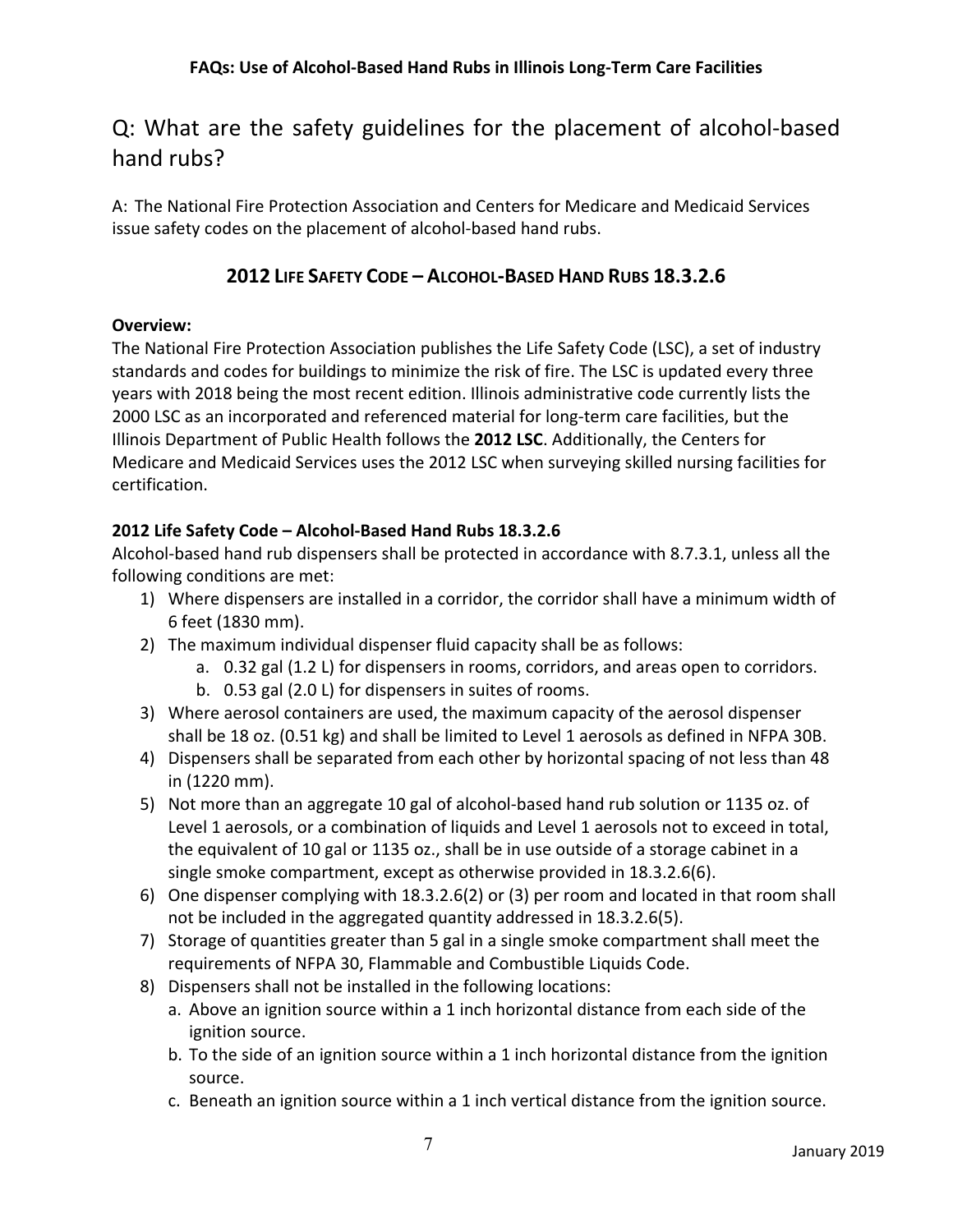## Q: What are the safety guidelines for the placement of alcohol-based hand rubs?

A: The National Fire Protection Association and Centers for Medicare and Medicaid Services issue safety codes on the placement of alcohol-based hand rubs.

### 2012 LIFE SAFETY CODE – ALCOHOL-BASED HAND RUBS 18.3.2.6

**Overview:**

The National Fire Protection Association publishes the Life Safety Code (LSC), a set of industry standards and codes for buildings to minimize the risk of fire. The LSC is updated every three years with 2018 being the most recent edition. Illinois administrative code currently lists the 2000 LSC as an incorporated and referenced material for long-term care facilities, but the Illinois Department of Public Health follows the **2012 LSC**. Additionally, the Centers for Medicare and Medicaid Services uses the 2012 LSC when surveying skilled nursing facilities for certification.

**2012 Life Safety Code – Alcohol-Based Hand Rubs 18.3.2.6**

Alcohol-based hand rub dispensers shall be protected in accordance with 8.7.3.1, unless all the following conditions are met:

1) Where dispensers are installed in a corridor, the corridor shall have a minimum width of 6 feet (1830 mm).
2) The maximum individual dispenser fluid capacity shall be as follows:
   a. 0.32 gal (1.2 L) for dispensers in rooms, corridors, and areas open to corridors.
   b. 0.53 gal (2.0 L) for dispensers in suites of rooms.
3) Where aerosol containers are used, the maximum capacity of the aerosol dispenser shall be 18 oz. (0.51 kg) and shall be limited to Level 1 aerosols as defined in NFPA 30B.
4) Dispensers shall be separated from each other by horizontal spacing of not less than 48 in (1220 mm).
5) Not more than an aggregate 10 gal of alcohol-based hand rub solution or 1135 oz. of Level 1 aerosols, or a combination of liquids and Level 1 aerosols not to exceed in total, the equivalent of 10 gal or 1135 oz., shall be in use outside of a storage cabinet in a single smoke compartment, except as otherwise provided in 18.3.2.6(6).
6) One dispenser complying with 18.3.2.6(2) or (3) per room and located in that room shall not be included in the aggregated quantity addressed in 18.3.2.6(5).
7) Storage of quantities greater than 5 gal in a single smoke compartment shall meet the requirements of NFPA 30, Flammable and Combustible Liquids Code.
8) Dispensers shall not be installed in the following locations:
   a. Above an ignition source within a 1 inch horizontal distance from each side of the ignition source.
   b. To the side of an ignition source within a 1 inch horizontal distance from the ignition source.
   c. Beneath an ignition source within a 1 inch vertical distance from the ignition source.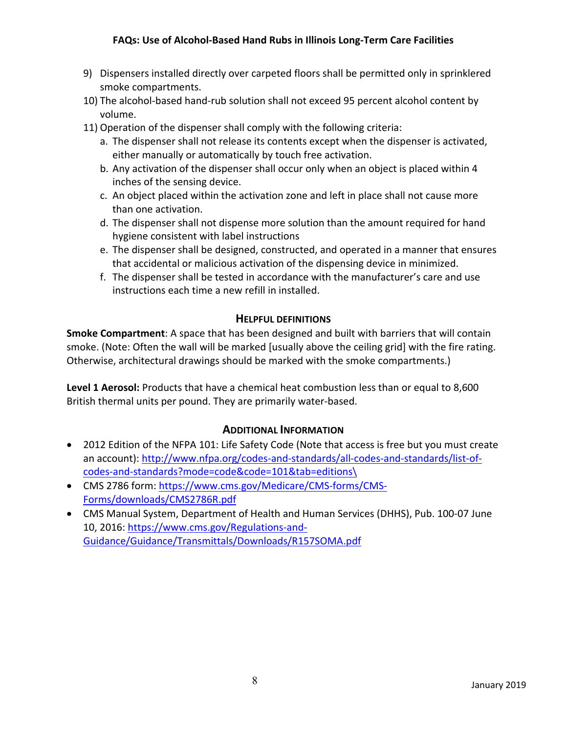9) Dispensers installed directly over carpeted floors shall be permitted only in sprinklered smoke compartments.
10) The alcohol-based hand-rub solution shall not exceed 95 percent alcohol content by volume.
11) Operation of the dispenser shall comply with the following criteria:
    a. The dispenser shall not release its contents except when the dispenser is activated, either manually or automatically by touch free activation.
    b. Any activation of the dispenser shall occur only when an object is placed within 4 inches of the sensing device.
    c. An object placed within the activation zone and left in place shall not cause more than one activation.
    d. The dispenser shall not dispense more solution than the amount required for hand hygiene consistent with label instructions
    e. The dispenser shall be designed, constructed, and operated in a manner that ensures that accidental or malicious activation of the dispensing device in minimized.
    f. The dispenser shall be tested in accordance with the manufacturer's care and use instructions each time a new refill in installed.

## Helpful Definitions

**Smoke Compartment**: A space that has been designed and built with barriers that will contain smoke. (Note: Often the wall will be marked [usually above the ceiling grid] with the fire rating. Otherwise, architectural drawings should be marked with the smoke compartments.)

**Level 1 Aerosol:** Products that have a chemical heat combustion less than or equal to 8,600 British thermal units per pound. They are primarily water-based.

## Additional Information

- 2012 Edition of the NFPA 101: Life Safety Code (Note that access is free but you must create an account): http://www.nfpa.org/codes-and-standards/all-codes-and-standards/list-of-codes-and-standards?mode=code&code=101&tab=editions\
- CMS 2786 form: https://www.cms.gov/Medicare/CMS-forms/CMS-Forms/downloads/CMS2786R.pdf
- CMS Manual System, Department of Health and Human Services (DHHS), Pub. 100-07 June 10, 2016: https://www.cms.gov/Regulations-and-Guidance/Guidance/Transmittals/Downloads/R157SOMA.pdf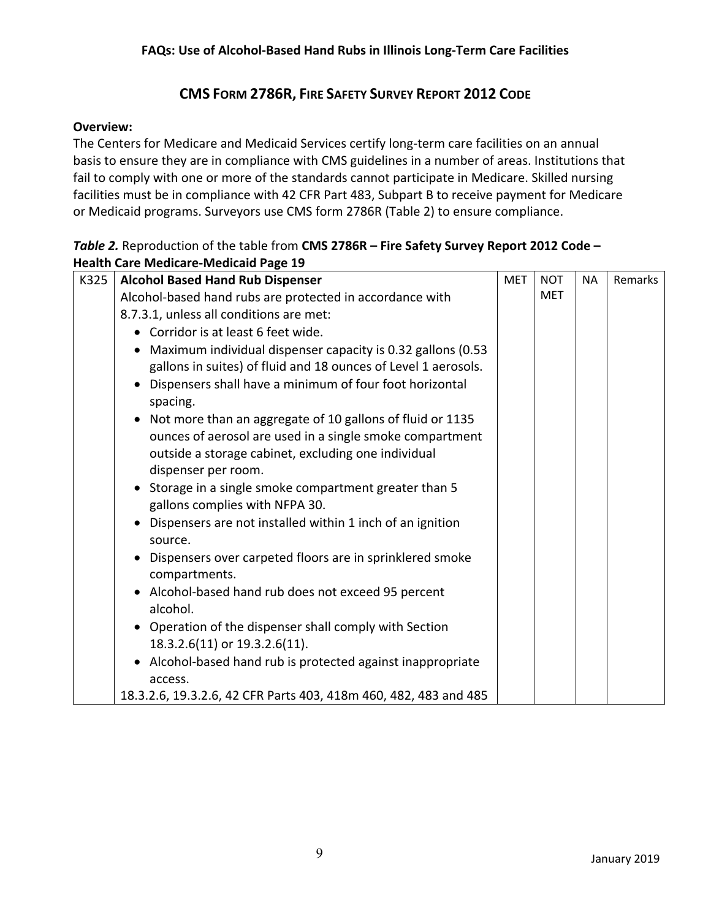## CMS Form 2786R, Fire Safety Survey Report 2012 Code

**Overview:**
The Centers for Medicare and Medicaid Services certify long-term care facilities on an annual basis to ensure they are in compliance with CMS guidelines in a number of areas. Institutions that fail to comply with one or more of the standards cannot participate in Medicare. Skilled nursing facilities must be in compliance with 42 CFR Part 483, Subpart B to receive payment for Medicare or Medicaid programs. Surveyors use CMS form 2786R (Table 2) to ensure compliance.

***Table 2.*** Reproduction of the table from **CMS 2786R – Fire Safety Survey Report 2012 Code – Health Care Medicare-Medicaid Page 19**

| K325 | **Alcohol Based Hand Rub Dispenser** | MET | NOT MET | NA | Remarks |
|---|---|---|---|---|---|
| | Alcohol-based hand rubs are protected in accordance with 8.7.3.1, unless all conditions are met:<br>• Corridor is at least 6 feet wide.<br>• Maximum individual dispenser capacity is 0.32 gallons (0.53 gallons in suites) of fluid and 18 ounces of Level 1 aerosols.<br>• Dispensers shall have a minimum of four foot horizontal spacing.<br>• Not more than an aggregate of 10 gallons of fluid or 1135 ounces of aerosol are used in a single smoke compartment outside a storage cabinet, excluding one individual dispenser per room.<br>• Storage in a single smoke compartment greater than 5 gallons complies with NFPA 30.<br>• Dispensers are not installed within 1 inch of an ignition source.<br>• Dispensers over carpeted floors are in sprinklered smoke compartments.<br>• Alcohol-based hand rub does not exceed 95 percent alcohol.<br>• Operation of the dispenser shall comply with Section 18.3.2.6(11) or 19.3.2.6(11).<br>• Alcohol-based hand rub is protected against inappropriate access.<br>18.3.2.6, 19.3.2.6, 42 CFR Parts 403, 418m 460, 482, 483 and 485 | | | | |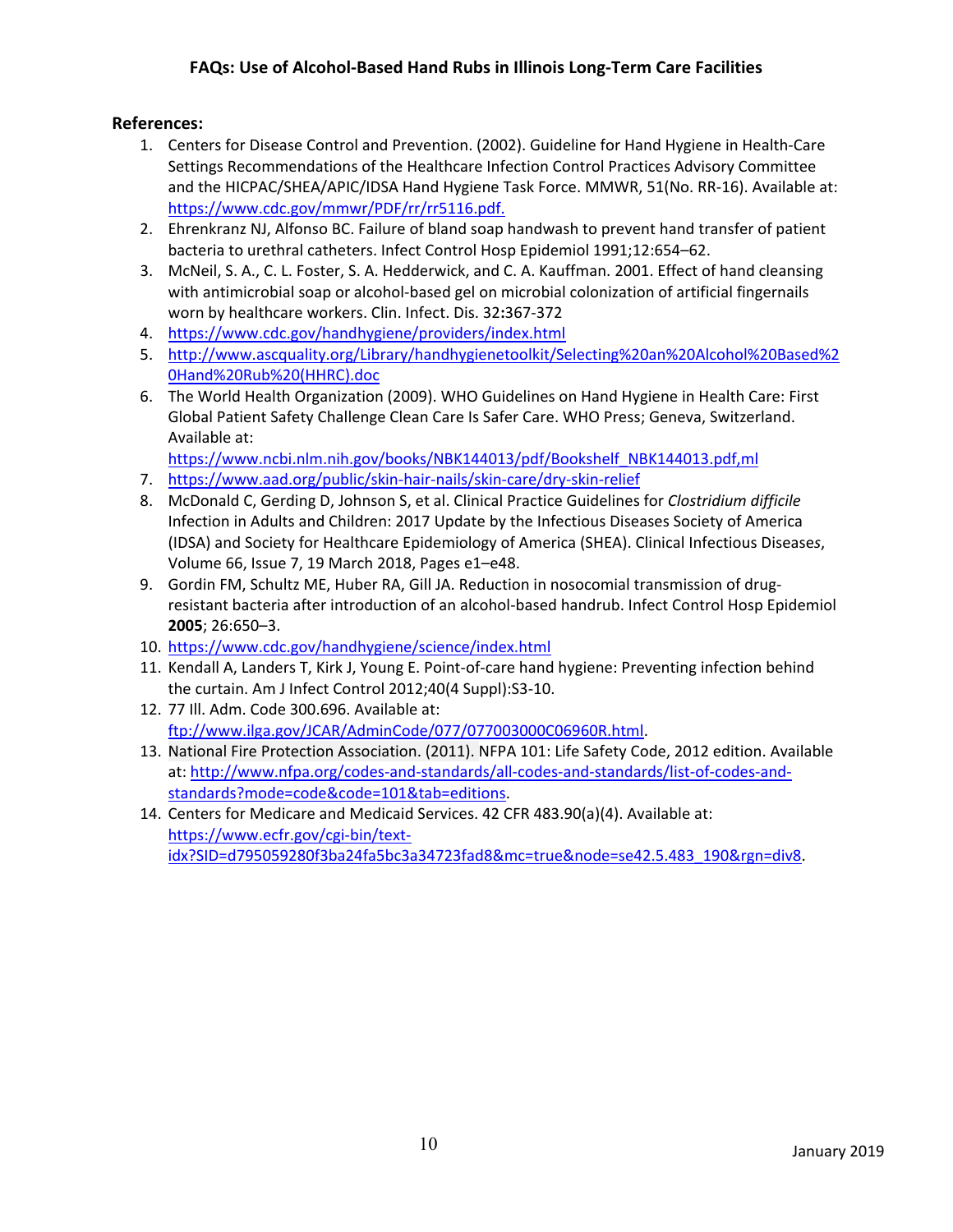**References:**

1. Centers for Disease Control and Prevention. (2002). Guideline for Hand Hygiene in Health-Care Settings Recommendations of the Healthcare Infection Control Practices Advisory Committee and the HICPAC/SHEA/APIC/IDSA Hand Hygiene Task Force. MMWR, 51(No. RR-16). Available at: https://www.cdc.gov/mmwr/PDF/rr/rr5116.pdf.
2. Ehrenkranz NJ, Alfonso BC. Failure of bland soap handwash to prevent hand transfer of patient bacteria to urethral catheters. Infect Control Hosp Epidemiol 1991;12:654–62.
3. McNeil, S. A., C. L. Foster, S. A. Hedderwick, and C. A. Kauffman. 2001. Effect of hand cleansing with antimicrobial soap or alcohol-based gel on microbial colonization of artificial fingernails worn by healthcare workers. Clin. Infect. Dis. 32**:**367-372
4. https://www.cdc.gov/handhygiene/providers/index.html
5. http://www.ascquality.org/Library/handhygienetoolkit/Selecting%20an%20Alcohol%20Based%20Hand%20Rub%20(HHRC).doc
6. The World Health Organization (2009). WHO Guidelines on Hand Hygiene in Health Care: First Global Patient Safety Challenge Clean Care Is Safer Care. WHO Press; Geneva, Switzerland. Available at: https://www.ncbi.nlm.nih.gov/books/NBK144013/pdf/Bookshelf_NBK144013.pdf,ml
7. https://www.aad.org/public/skin-hair-nails/skin-care/dry-skin-relief
8. McDonald C, Gerding D, Johnson S, et al. Clinical Practice Guidelines for *Clostridium difficile* Infection in Adults and Children: 2017 Update by the Infectious Diseases Society of America (IDSA) and Society for Healthcare Epidemiology of America (SHEA). Clinical Infectious Diseases, Volume 66, Issue 7, 19 March 2018, Pages e1–e48.
9. Gordin FM, Schultz ME, Huber RA, Gill JA. Reduction in nosocomial transmission of drug-resistant bacteria after introduction of an alcohol-based handrub. Infect Control Hosp Epidemiol **2005**; 26:650–3.
10. https://www.cdc.gov/handhygiene/science/index.html
11. Kendall A, Landers T, Kirk J, Young E. Point-of-care hand hygiene: Preventing infection behind the curtain. Am J Infect Control 2012;40(4 Suppl):S3-10.
12. 77 Ill. Adm. Code 300.696. Available at: ftp://www.ilga.gov/JCAR/AdminCode/077/077003000C06960R.html.
13. National Fire Protection Association. (2011). NFPA 101: Life Safety Code, 2012 edition. Available at: http://www.nfpa.org/codes-and-standards/all-codes-and-standards/list-of-codes-and-standards?mode=code&code=101&tab=editions.
14. Centers for Medicare and Medicaid Services. 42 CFR 483.90(a)(4). Available at: https://www.ecfr.gov/cgi-bin/text-idx?SID=d795059280f3ba24fa5bc3a34723fad8&mc=true&node=se42.5.483_190&rgn=div8.